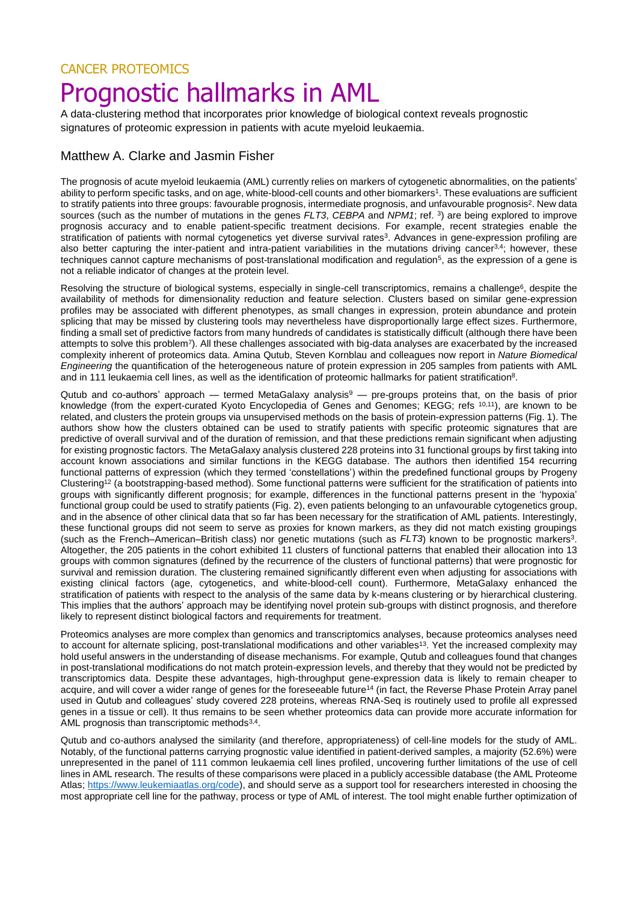CANCER PROTEOMICS

# Prognostic hallmarks in AML

A data-clustering method that incorporates prior knowledge of biological context reveals prognostic signatures of proteomic expression in patients with acute myeloid leukaemia.

## Matthew A. Clarke and Jasmin Fisher

The prognosis of acute myeloid leukaemia (AML) currently relies on markers of cytogenetic abnormalities, on the patients' ability to perform specific tasks, and on age, white-blood-cell counts and other biomarkers[1]. These evaluations are sufficient to stratify patients into three groups: favourable prognosis, intermediate prognosis, and unfavourable prognosis[2]. New data sources (such as the number of mutations in the genes *FLT3*, *CEBPA* and *NPM1*; ref. [3]) are being explored to improve prognosis accuracy and to enable patient-specific treatment decisions. For example, recent strategies enable the stratification of patients with normal cytogenetics yet diverse survival rates[3]. Advances in gene-expression profiling are also better capturing the inter-patient and intra-patient variabilities in the mutations driving cancer[3,4]; however, these techniques cannot capture mechanisms of post-translational modification and regulation[5], as the expression of a gene is not a reliable indicator of changes at the protein level.

Resolving the structure of biological systems, especially in single-cell transcriptomics, remains a challenge[6], despite the availability of methods for dimensionality reduction and feature selection. Clusters based on similar gene-expression profiles may be associated with different phenotypes, as small changes in expression, protein abundance and protein splicing that may be missed by clustering tools may nevertheless have disproportionally large effect sizes. Furthermore, finding a small set of predictive factors from many hundreds of candidates is statistically difficult (although there have been attempts to solve this problem[7]). All these challenges associated with big-data analyses are exacerbated by the increased complexity inherent of proteomics data. Amina Qutub, Steven Kornblau and colleagues now report in *Nature Biomedical Engineering* the quantification of the heterogeneous nature of protein expression in 205 samples from patients with AML and in 111 leukaemia cell lines, as well as the identification of proteomic hallmarks for patient stratification[8].

Qutub and co-authors' approach — termed MetaGalaxy analysis[9] — pre-groups proteins that, on the basis of prior knowledge (from the expert-curated Kyoto Encyclopedia of Genes and Genomes; KEGG; refs [10,11]), are known to be related, and clusters the protein groups via unsupervised methods on the basis of protein-expression patterns (Fig. 1). The authors show how the clusters obtained can be used to stratify patients with specific proteomic signatures that are predictive of overall survival and of the duration of remission, and that these predictions remain significant when adjusting for existing prognostic factors. The MetaGalaxy analysis clustered 228 proteins into 31 functional groups by first taking into account known associations and similar functions in the KEGG database. The authors then identified 154 recurring functional patterns of expression (which they termed 'constellations') within the predefined functional groups by Progeny Clustering[12] (a bootstrapping-based method). Some functional patterns were sufficient for the stratification of patients into groups with significantly different prognosis; for example, differences in the functional patterns present in the 'hypoxia' functional group could be used to stratify patients (Fig. 2), even patients belonging to an unfavourable cytogenetics group, and in the absence of other clinical data that so far has been necessary for the stratification of AML patients. Interestingly, these functional groups did not seem to serve as proxies for known markers, as they did not match existing groupings (such as the French–American–British class) nor genetic mutations (such as *FLT3*) known to be prognostic markers[3]. Altogether, the 205 patients in the cohort exhibited 11 clusters of functional patterns that enabled their allocation into 13 groups with common signatures (defined by the recurrence of the clusters of functional patterns) that were prognostic for survival and remission duration. The clustering remained significantly different even when adjusting for associations with existing clinical factors (age, cytogenetics, and white-blood-cell count). Furthermore, MetaGalaxy enhanced the stratification of patients with respect to the analysis of the same data by k-means clustering or by hierarchical clustering. This implies that the authors' approach may be identifying novel protein sub-groups with distinct prognosis, and therefore likely to represent distinct biological factors and requirements for treatment.

Proteomics analyses are more complex than genomics and transcriptomics analyses, because proteomics analyses need to account for alternate splicing, post-translational modifications and other variables[13]. Yet the increased complexity may hold useful answers in the understanding of disease mechanisms. For example, Qutub and colleagues found that changes in post-translational modifications do not match protein-expression levels, and thereby that they would not be predicted by transcriptomics data. Despite these advantages, high-throughput gene-expression data is likely to remain cheaper to acquire, and will cover a wider range of genes for the foreseeable future[14] (in fact, the Reverse Phase Protein Array panel used in Qutub and colleagues' study covered 228 proteins, whereas RNA-Seq is routinely used to profile all expressed genes in a tissue or cell). It thus remains to be seen whether proteomics data can provide more accurate information for AML prognosis than transcriptomic methods[3,4].

Qutub and co-authors analysed the similarity (and therefore, appropriateness) of cell-line models for the study of AML. Notably, of the functional patterns carrying prognostic value identified in patient-derived samples, a majority (52.6%) were unrepresented in the panel of 111 common leukaemia cell lines profiled, uncovering further limitations of the use of cell lines in AML research. The results of these comparisons were placed in a publicly accessible database (the AML Proteome Atlas; https://www.leukemiaatlas.org/code), and should serve as a support tool for researchers interested in choosing the most appropriate cell line for the pathway, process or type of AML of interest. The tool might enable further optimization of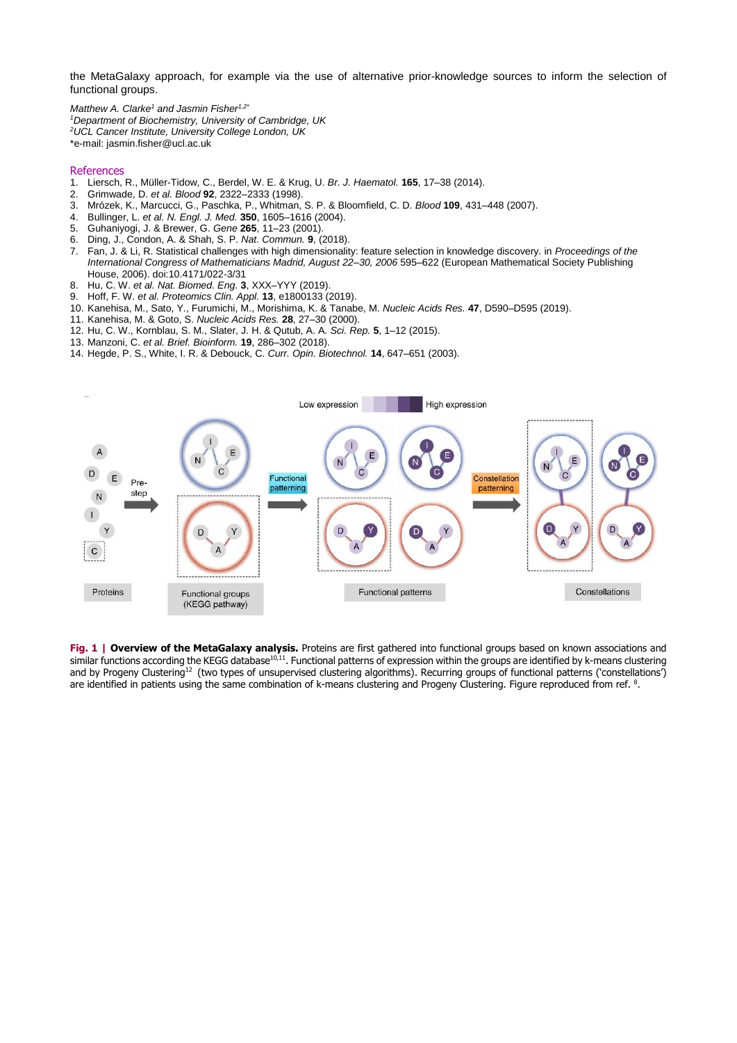the MetaGalaxy approach, for example via the use of alternative prior-knowledge sources to inform the selection of functional groups.

*Matthew A. Clarke*[1] *and Jasmin Fisher*[1,2*]
[1]*Department of Biochemistry, University of Cambridge, UK*
[2]*UCL Cancer Institute, University College London, UK*
*e-mail: jasmin.fisher@ucl.ac.uk

## References

1. Liersch, R., Müller-Tidow, C., Berdel, W. E. & Krug, U. *Br. J. Haematol.* **165**, 17–38 (2014).
2. Grimwade, D. *et al. Blood* **92**, 2322–2333 (1998).
3. Mrózek, K., Marcucci, G., Paschka, P., Whitman, S. P. & Bloomfield, C. D. *Blood* **109**, 431–448 (2007).
4. Bullinger, L. *et al. N. Engl. J. Med.* **350**, 1605–1616 (2004).
5. Guhaniyogi, J. & Brewer, G. *Gene* **265**, 11–23 (2001).
6. Ding, J., Condon, A. & Shah, S. P. *Nat. Commun.* **9**, (2018).
7. Fan, J. & Li, R. Statistical challenges with high dimensionality: feature selection in knowledge discovery. in *Proceedings of the International Congress of Mathematicians Madrid, August 22–30, 2006* 595–622 (European Mathematical Society Publishing House, 2006). doi:10.4171/022-3/31
8. Hu, C. W. *et al. Nat. Biomed. Eng.* **3**, XXX–YYY (2019).
9. Hoff, F. W. *et al. Proteomics Clin. Appl.* **13**, e1800133 (2019).
10. Kanehisa, M., Sato, Y., Furumichi, M., Morishima, K. & Tanabe, M. *Nucleic Acids Res.* **47**, D590–D595 (2019).
11. Kanehisa, M. & Goto, S. *Nucleic Acids Res.* **28**, 27–30 (2000).
12. Hu, C. W., Kornblau, S. M., Slater, J. H. & Qutub, A. A. *Sci. Rep.* **5**, 1–12 (2015).
13. Manzoni, C. *et al. Brief. Bioinform.* **19**, 286–302 (2018).
14. Hegde, P. S., White, I. R. & Debouck, C. *Curr. Opin. Biotechnol.* **14**, 647–651 (2003).

**Fig. 1 | Overview of the MetaGalaxy analysis.** Proteins are first gathered into functional groups based on known associations and similar functions according the KEGG database[10,11]. Functional patterns of expression within the groups are identified by k-means clustering and by Progeny Clustering[12] (two types of unsupervised clustering algorithms). Recurring groups of functional patterns ('constellations') are identified in patients using the same combination of k-means clustering and Progeny Clustering. Figure reproduced from ref. [8].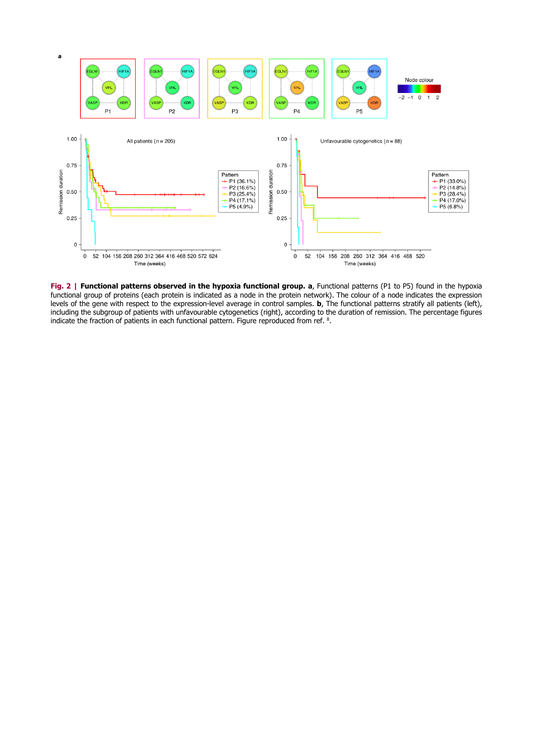**a**

EGLN1 HIF1A VHL VASP KDR P1

EGLN1 HIF1A VHL VASP KDR P2

EGLN1 HIF1A VHL VASP KDR P3

EGLN1 HIF1A VHL VASP KDR P4

EGLN1 HIF1A VHL VASP KDR P5

Node colour

−2 −1 0 1 2

All patients ($n$ = 205)

Remission duration

1.00 0.75 0.50 0.25 0

0 52 104 156 208 260 312 364 416 468 520 572 624

Time (weeks)

Pattern
P1 (36.1%)
P2 (16.6%)
P3 (25.4%)
P4 (17.1%)
P5 (4.9%)

Unfavourable cytogenetics ($n$ = 88)

Remission duration

1.00 0.75 0.50 0.25 0

0 52 104 156 208 260 312 364 416 468 520

Time (weeks)

Pattern
P1 (33.0%)
P2 (14.8%)
P3 (28.4%)
P4 (17.0%)
P5 (6.8%)

**Fig. 2 | Functional patterns observed in the hypoxia functional group. a**, Functional patterns (P1 to P5) found in the hypoxia functional group of proteins (each protein is indicated as a node in the protein network). The colour of a node indicates the expression levels of the gene with respect to the expression-level average in control samples. **b**, The functional patterns stratify all patients (left), including the subgroup of patients with unfavourable cytogenetics (right), according to the duration of remission. The percentage figures indicate the fraction of patients in each functional pattern. Figure reproduced from ref. [8].